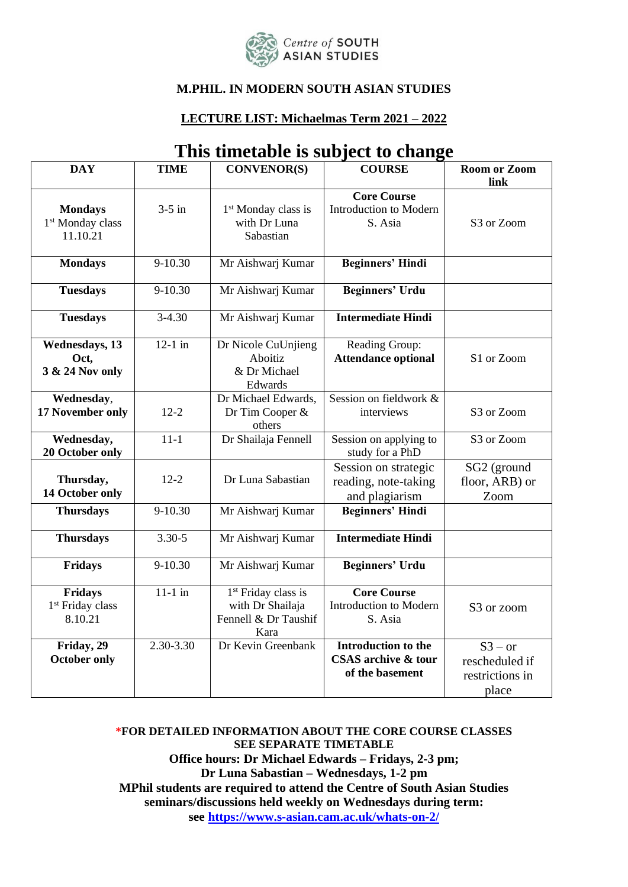Centre of SOUTH ASIAN STUDIES

**M.PHIL. IN MODERN SOUTH ASIAN STUDIES**

**LECTURE LIST: Michaelmas Term 2021 – 2022**

# This timetable is subject to change

| DAY | TIME | CONVENOR(S) | COURSE | Room or Zoom link |
|---|---|---|---|---|
| **Mondays** 1st Monday class 11.10.21 | 3-5 in | 1st Monday class is with Dr Luna Sabastian | **Core Course** Introduction to Modern S. Asia | S3 or Zoom |
| **Mondays** | 9-10.30 | Mr Aishwarj Kumar | **Beginners' Hindi** | |
| **Tuesdays** | 9-10.30 | Mr Aishwarj Kumar | **Beginners' Urdu** | |
| **Tuesdays** | 3-4.30 | Mr Aishwarj Kumar | **Intermediate Hindi** | |
| **Wednesdays, 13 Oct, 3 & 24 Nov only** | 12-1 in | Dr Nicole CuUnjieng Aboitiz & Dr Michael Edwards | Reading Group: **Attendance optional** | S1 or Zoom |
| **Wednesday, 17 November only** | 12-2 | Dr Michael Edwards, Dr Tim Cooper & others | Session on fieldwork & interviews | S3 or Zoom |
| **Wednesday, 20 October only** | 11-1 | Dr Shailaja Fennell | Session on applying to study for a PhD | S3 or Zoom |
| **Thursday, 14 October only** | 12-2 | Dr Luna Sabastian | Session on strategic reading, note-taking and plagiarism | SG2 (ground floor, ARB) or Zoom |
| **Thursdays** | 9-10.30 | Mr Aishwarj Kumar | **Beginners' Hindi** | |
| **Thursdays** | 3.30-5 | Mr Aishwarj Kumar | **Intermediate Hindi** | |
| **Fridays** | 9-10.30 | Mr Aishwarj Kumar | **Beginners' Urdu** | |
| **Fridays** 1st Friday class 8.10.21 | 11-1 in | 1st Friday class is with Dr Shailaja Fennell & Dr Taushif Kara | **Core Course** Introduction to Modern S. Asia | S3 or zoom |
| **Friday, 29 October only** | 2.30-3.30 | Dr Kevin Greenbank | **Introduction to the CSAS archive & tour of the basement** | S3 – or rescheduled if restrictions in place |

**\*FOR DETAILED INFORMATION ABOUT THE CORE COURSE CLASSES SEE SEPARATE TIMETABLE**

**Office hours: Dr Michael Edwards – Fridays, 2-3 pm;**
**Dr Luna Sabastian – Wednesdays, 1-2 pm**

**MPhil students are required to attend the Centre of South Asian Studies seminars/discussions held weekly on Wednesdays during term:**
**see https://www.s-asian.cam.ac.uk/whats-on-2/**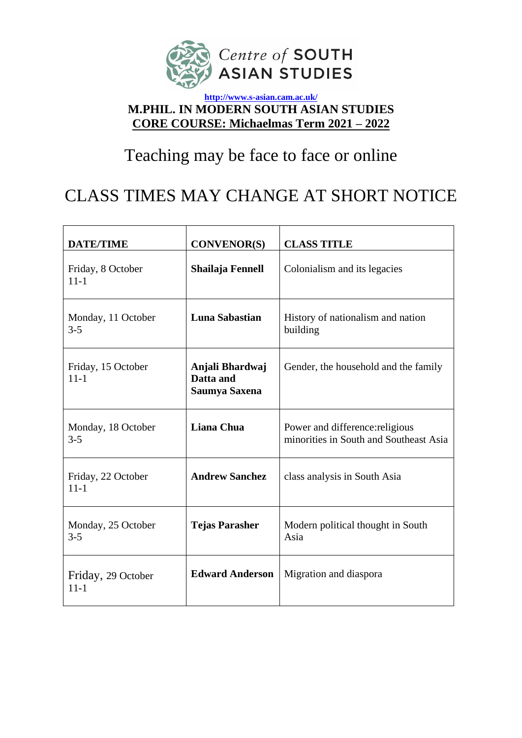Centre of SOUTH ASIAN STUDIES

http://www.s-asian.cam.ac.uk/

**M.PHIL. IN MODERN SOUTH ASIAN STUDIES**

**CORE COURSE: Michaelmas Term 2021 – 2022**

# Teaching may be face to face or online

# CLASS TIMES MAY CHANGE AT SHORT NOTICE

| DATE/TIME | CONVENOR(S) | CLASS TITLE |
|---|---|---|
| Friday, 8 October 11-1 | **Shailaja Fennell** | Colonialism and its legacies |
| Monday, 11 October 3-5 | **Luna Sabastian** | History of nationalism and nation building |
| Friday, 15 October 11-1 | **Anjali Bhardwaj Datta and Saumya Saxena** | Gender, the household and the family |
| Monday, 18 October 3-5 | **Liana Chua** | Power and difference:religious minorities in South and Southeast Asia |
| Friday, 22 October 11-1 | **Andrew Sanchez** | class analysis in South Asia |
| Monday, 25 October 3-5 | **Tejas Parasher** | Modern political thought in South Asia |
| Friday, 29 October 11-1 | **Edward Anderson** | Migration and diaspora |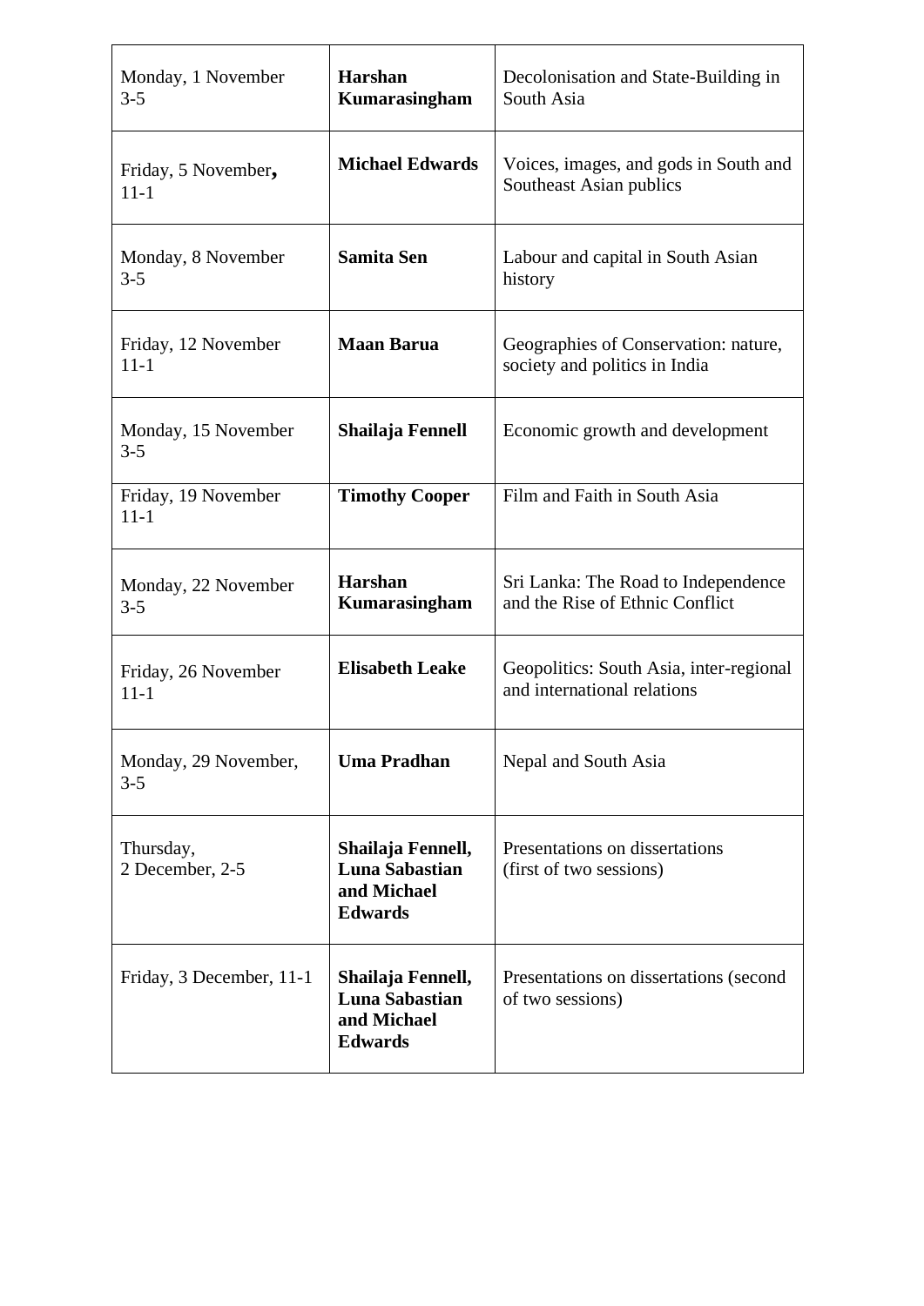| | | |
|---|---|---|
| Monday, 1 November 3-5 | **Harshan Kumarasingham** | Decolonisation and State-Building in South Asia |
| Friday, 5 November**,** 11-1 | **Michael Edwards** | Voices, images, and gods in South and Southeast Asian publics |
| Monday, 8 November 3-5 | **Samita Sen** | Labour and capital in South Asian history |
| Friday, 12 November 11-1 | **Maan Barua** | Geographies of Conservation: nature, society and politics in India |
| Monday, 15 November 3-5 | **Shailaja Fennell** | Economic growth and development |
| Friday, 19 November 11-1 | **Timothy Cooper** | Film and Faith in South Asia |
| Monday, 22 November 3-5 | **Harshan Kumarasingham** | Sri Lanka: The Road to Independence and the Rise of Ethnic Conflict |
| Friday, 26 November 11-1 | **Elisabeth Leake** | Geopolitics: South Asia, inter-regional and international relations |
| Monday, 29 November, 3-5 | **Uma Pradhan** | Nepal and South Asia |
| Thursday, 2 December, 2-5 | **Shailaja Fennell, Luna Sabastian and Michael Edwards** | Presentations on dissertations (first of two sessions) |
| Friday, 3 December, 11-1 | **Shailaja Fennell, Luna Sabastian and Michael Edwards** | Presentations on dissertations (second of two sessions) |